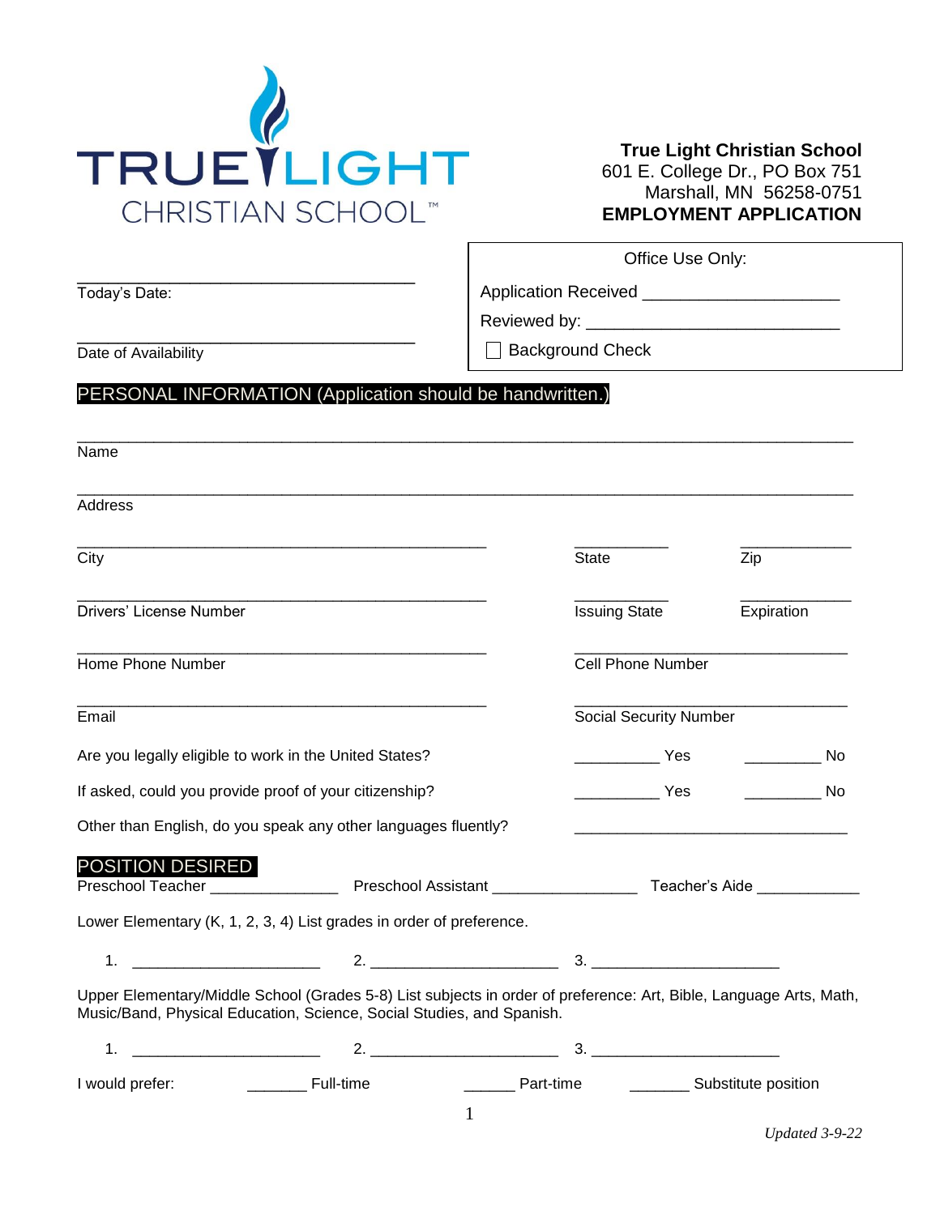**TRUE LIGHT CHRISTIAN SCHOOL™**

**True Light Christian School**
601 E. College Dr., PO Box 751
Marshall, MN 56258-0751
**EMPLOYMENT APPLICATION**

Today's Date: ______________________________

Date of Availability ______________________________

| Office Use Only: |
|---|
| Application Received ____________________ |
| Reviewed by: __________________________ |
| ☐ Background Check |

## PERSONAL INFORMATION (Application should be handwritten.)

Name ______________________________________________________________________

Address ____________________________________________________________________

City ______________________________ State __________ Zip __________

Drivers' License Number ______________________________ Issuing State __________ Expiration __________

Home Phone Number ______________________________ Cell Phone Number ______________________________

Email ______________________________ Social Security Number ______________________________

Are you legally eligible to work in the United States? _________ Yes _________ No

If asked, could you provide proof of your citizenship? _________ Yes _________ No

Other than English, do you speak any other languages fluently? ______________________________

## POSITION DESIRED

Preschool Teacher ______________ Preschool Assistant ________________ Teacher's Aide ___________

Lower Elementary (K, 1, 2, 3, 4) List grades in order of preference.

1. ____________________ 2. ____________________ 3. ____________________

Upper Elementary/Middle School (Grades 5-8) List subjects in order of preference: Art, Bible, Language Arts, Math, Music/Band, Physical Education, Science, Social Studies, and Spanish.

1. ____________________ 2. ____________________ 3. ____________________

I would prefer: _______ Full-time ______ Part-time _______ Substitute position

*Updated 3-9-22*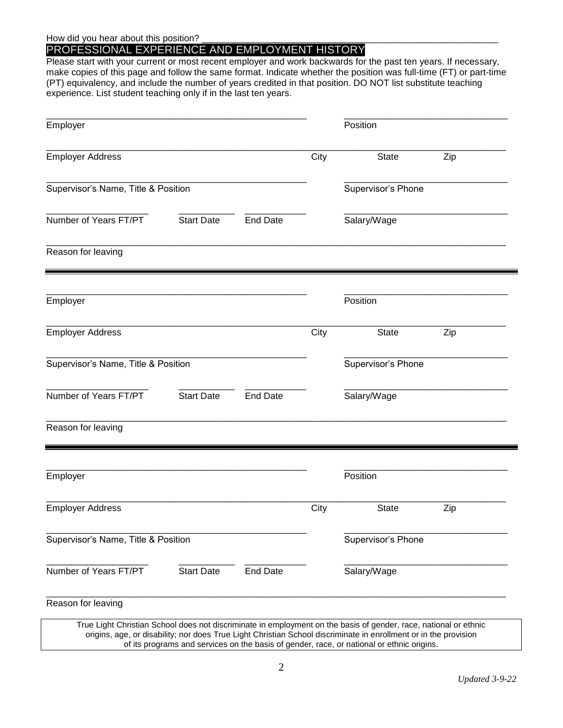How did you hear about this position? ___________________________________________________________

## PROFESSIONAL EXPERIENCE AND EMPLOYMENT HISTORY

Please start with your current or most recent employer and work backwards for the past ten years. If necessary, make copies of this page and follow the same format. Indicate whether the position was full-time (FT) or part-time (PT) equivalency, and include the number of years credited in that position. DO NOT list substitute teaching experience. List student teaching only if in the last ten years.

_____________________________________________________ _________________________________
Employer Position

_____________________________________________________________________________________________
Employer Address City State Zip

_____________________________________________________ _________________________________
Supervisor's Name, Title & Position Supervisor's Phone

_____________________ ___________ ____________ _________________________________
Number of Years FT/PT Start Date End Date Salary/Wage

_____________________________________________________________________________________________
Reason for leaving

---

_____________________________________________________ _________________________________
Employer Position

_____________________________________________________________________________________________
Employer Address City State Zip

_____________________________________________________ _________________________________
Supervisor's Name, Title & Position Supervisor's Phone

_____________________ ___________ ____________ _________________________________
Number of Years FT/PT Start Date End Date Salary/Wage

_____________________________________________________________________________________________
Reason for leaving

---

_____________________________________________________ _________________________________
Employer Position

_____________________________________________________________________________________________
Employer Address City State Zip

_____________________________________________________ _________________________________
Supervisor's Name, Title & Position Supervisor's Phone

_____________________ ___________ ____________ _________________________________
Number of Years FT/PT Start Date End Date Salary/Wage

_____________________________________________________________________________________________
Reason for leaving

True Light Christian School does not discriminate in employment on the basis of gender, race, national or ethnic origins, age, or disability; nor does True Light Christian School discriminate in enrollment or in the provision of its programs and services on the basis of gender, race, or national or ethnic origins.

*Updated 3-9-22*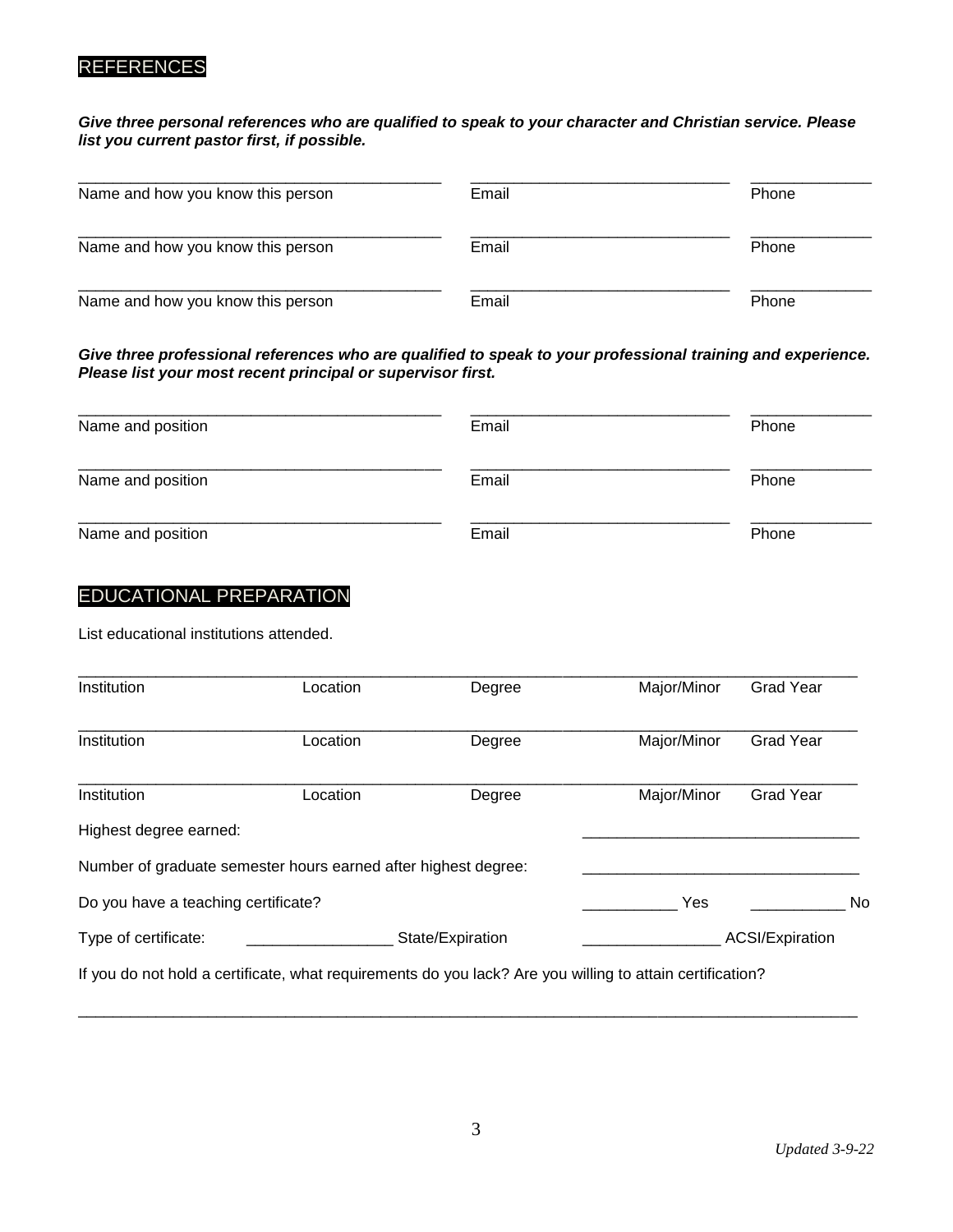## REFERENCES

***Give three personal references who are qualified to speak to your character and Christian service. Please list you current pastor first, if possible.***

| Name and how you know this person | Email | Phone |
|---|---|---|
| | | |
| | | |
| | | |

***Give three professional references who are qualified to speak to your professional training and experience. Please list your most recent principal or supervisor first.***

| Name and position | Email | Phone |
|---|---|---|
| | | |
| | | |
| | | |

## EDUCATIONAL PREPARATION

List educational institutions attended.

| Institution | Location | Degree | Major/Minor | Grad Year |
|---|---|---|---|---|
| | | | | |
| | | | | |
| | | | | |

Highest degree earned: ________________________________

Number of graduate semester hours earned after highest degree: ________________________________

Do you have a teaching certificate? ___________ Yes ___________ No

Type of certificate: _________________ State/Expiration _________________ ACSI/Expiration

If you do not hold a certificate, what requirements do you lack? Are you willing to attain certification?

_____________________________________________________________________________________________

*Updated 3-9-22*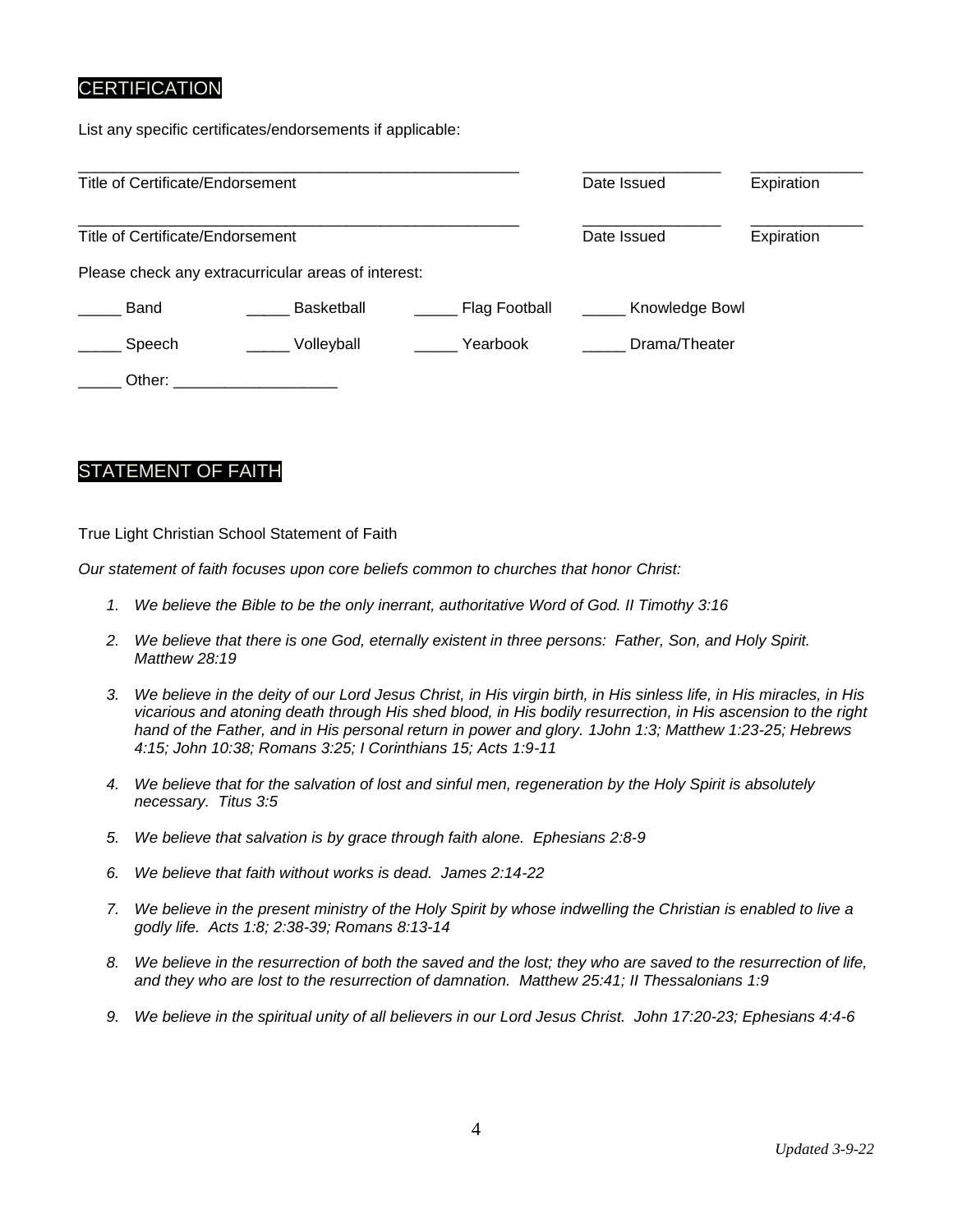## CERTIFICATION

List any specific certificates/endorsements if applicable:

| Title of Certificate/Endorsement | Date Issued | Expiration |
|---|---|---|
| ______________________________________________________ | ________________ | _____________ |
| ______________________________________________________ | ________________ | _____________ |

Please check any extracurricular areas of interest:

| | | | |
|---|---|---|---|
| _____ Band | _____ Basketball | _____ Flag Football | _____ Knowledge Bowl |
| _____ Speech | _____ Volleyball | _____ Yearbook | _____ Drama/Theater |
| _____ Other: ___________________ | | | |

## STATEMENT OF FAITH

True Light Christian School Statement of Faith

*Our statement of faith focuses upon core beliefs common to churches that honor Christ:*

1. *We believe the Bible to be the only inerrant, authoritative Word of God. II Timothy 3:16*
2. *We believe that there is one God, eternally existent in three persons: Father, Son, and Holy Spirit. Matthew 28:19*
3. *We believe in the deity of our Lord Jesus Christ, in His virgin birth, in His sinless life, in His miracles, in His vicarious and atoning death through His shed blood, in His bodily resurrection, in His ascension to the right hand of the Father, and in His personal return in power and glory. 1John 1:3; Matthew 1:23-25; Hebrews 4:15; John 10:38; Romans 3:25; I Corinthians 15; Acts 1:9-11*
4. *We believe that for the salvation of lost and sinful men, regeneration by the Holy Spirit is absolutely necessary. Titus 3:5*
5. *We believe that salvation is by grace through faith alone. Ephesians 2:8-9*
6. *We believe that faith without works is dead. James 2:14-22*
7. *We believe in the present ministry of the Holy Spirit by whose indwelling the Christian is enabled to live a godly life. Acts 1:8; 2:38-39; Romans 8:13-14*
8. *We believe in the resurrection of both the saved and the lost; they who are saved to the resurrection of life, and they who are lost to the resurrection of damnation. Matthew 25:41; II Thessalonians 1:9*
9. *We believe in the spiritual unity of all believers in our Lord Jesus Christ. John 17:20-23; Ephesians 4:4-6*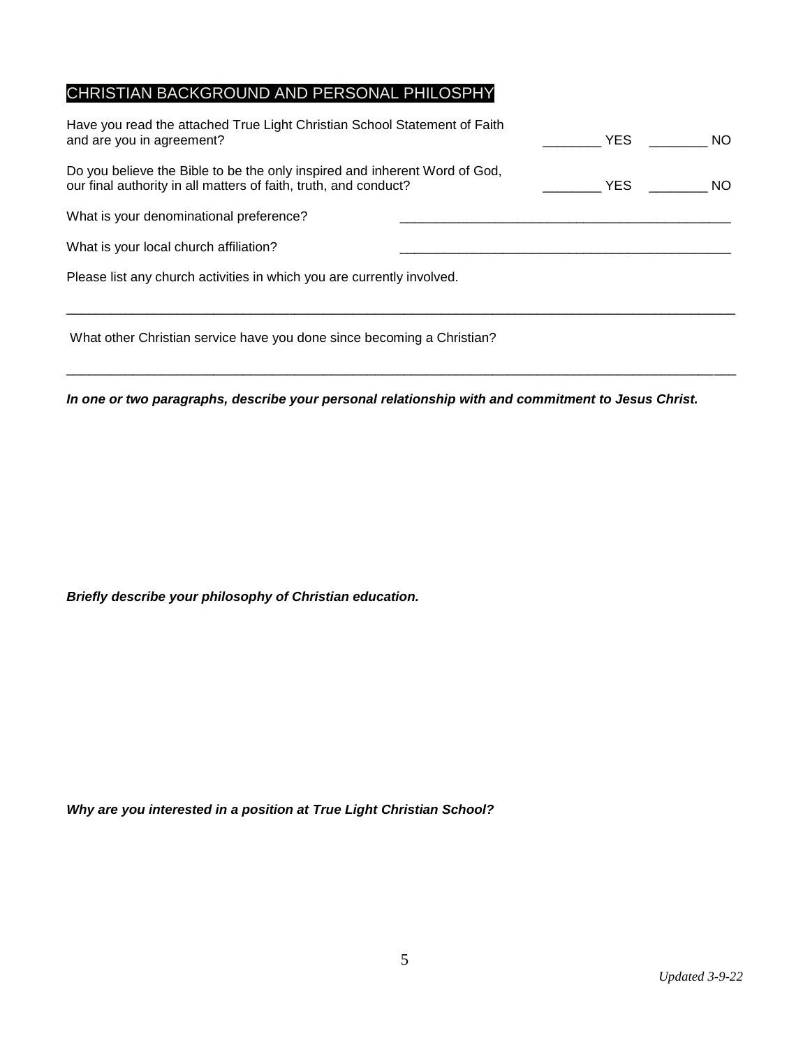## CHRISTIAN BACKGROUND AND PERSONAL PHILOSPHY

Have you read the attached True Light Christian School Statement of Faith and are you in agreement? ________ YES ________ NO

Do you believe the Bible to be the only inspired and inherent Word of God, our final authority in all matters of faith, truth, and conduct? ________ YES ________ NO

What is your denominational preference? ______________________________________________

What is your local church affiliation? ______________________________________________

Please list any church activities in which you are currently involved.

______________________________________________________________________________________________

What other Christian service have you done since becoming a Christian?

______________________________________________________________________________________________

***In one or two paragraphs, describe your personal relationship with and commitment to Jesus Christ.***

***Briefly describe your philosophy of Christian education.***

***Why are you interested in a position at True Light Christian School?***

*Updated 3-9-22*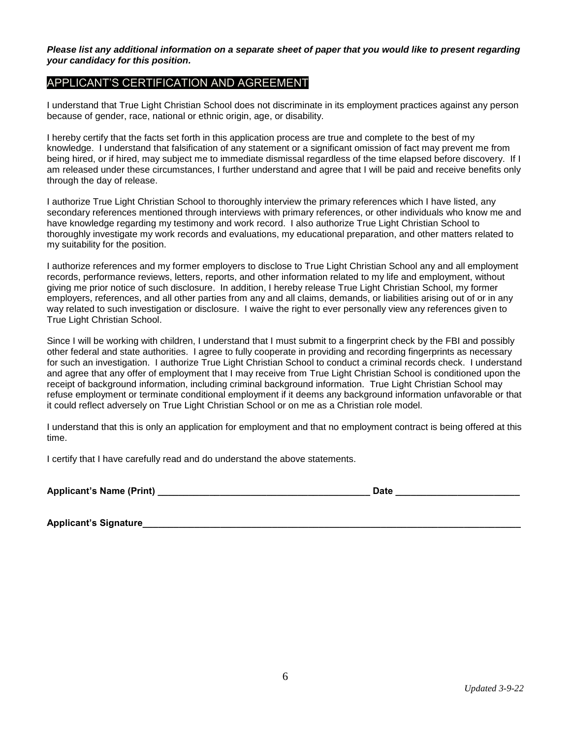***Please list any additional information on a separate sheet of paper that you would like to present regarding your candidacy for this position.***

## APPLICANT'S CERTIFICATION AND AGREEMENT

I understand that True Light Christian School does not discriminate in its employment practices against any person because of gender, race, national or ethnic origin, age, or disability.

I hereby certify that the facts set forth in this application process are true and complete to the best of my knowledge. I understand that falsification of any statement or a significant omission of fact may prevent me from being hired, or if hired, may subject me to immediate dismissal regardless of the time elapsed before discovery. If I am released under these circumstances, I further understand and agree that I will be paid and receive benefits only through the day of release.

I authorize True Light Christian School to thoroughly interview the primary references which I have listed, any secondary references mentioned through interviews with primary references, or other individuals who know me and have knowledge regarding my testimony and work record. I also authorize True Light Christian School to thoroughly investigate my work records and evaluations, my educational preparation, and other matters related to my suitability for the position.

I authorize references and my former employers to disclose to True Light Christian School any and all employment records, performance reviews, letters, reports, and other information related to my life and employment, without giving me prior notice of such disclosure. In addition, I hereby release True Light Christian School, my former employers, references, and all other parties from any and all claims, demands, or liabilities arising out of or in any way related to such investigation or disclosure. I waive the right to ever personally view any references given to True Light Christian School.

Since I will be working with children, I understand that I must submit to a fingerprint check by the FBI and possibly other federal and state authorities. I agree to fully cooperate in providing and recording fingerprints as necessary for such an investigation. I authorize True Light Christian School to conduct a criminal records check. I understand and agree that any offer of employment that I may receive from True Light Christian School is conditioned upon the receipt of background information, including criminal background information. True Light Christian School may refuse employment or terminate conditional employment if it deems any background information unfavorable or that it could reflect adversely on True Light Christian School or on me as a Christian role model.

I understand that this is only an application for employment and that no employment contract is being offered at this time.

I certify that I have carefully read and do understand the above statements.

**Applicant's Name (Print)** ________________________________________ **Date** ________________________

**Applicant's Signature**____________________________________________________________________________

*Updated 3-9-22*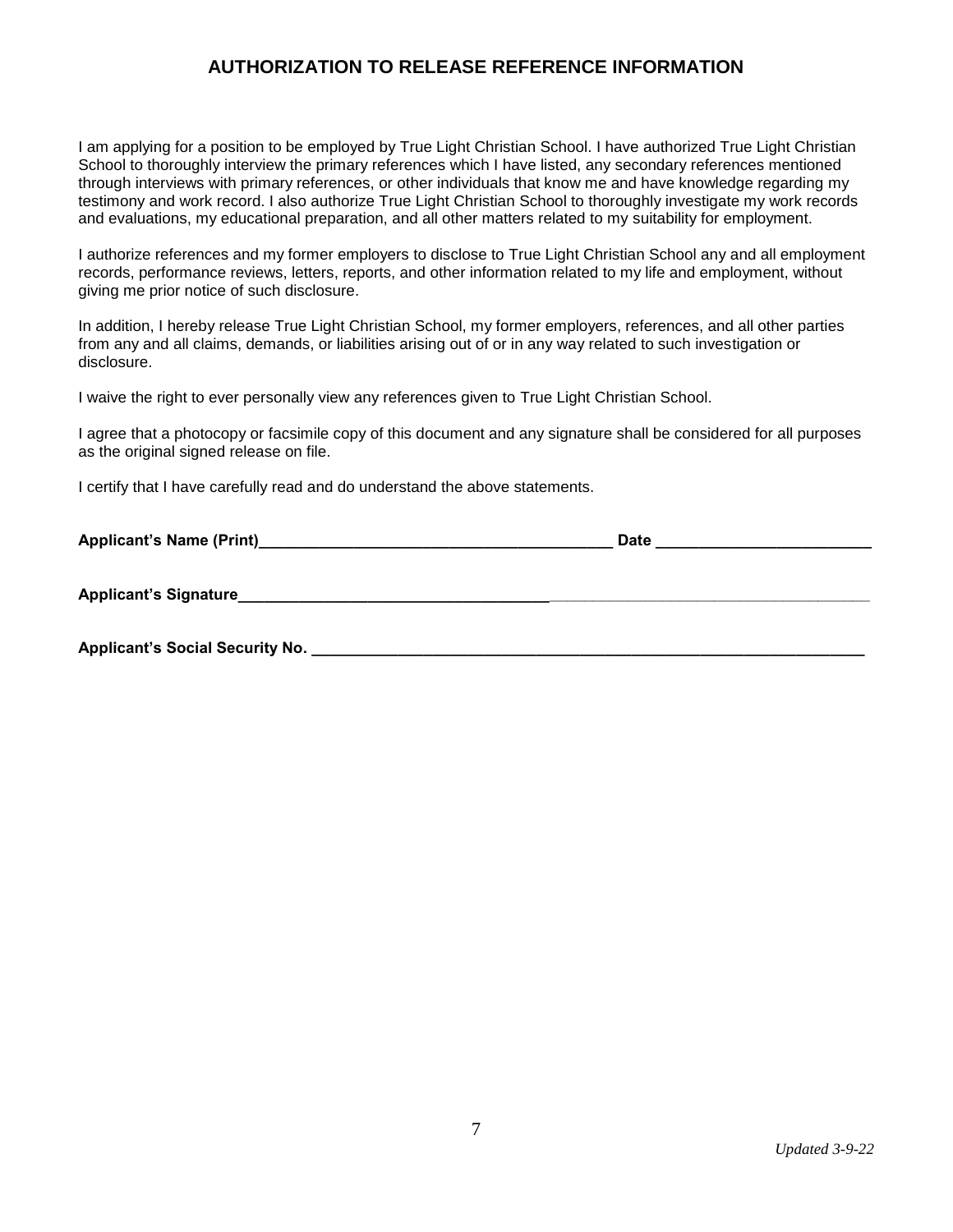# AUTHORIZATION TO RELEASE REFERENCE INFORMATION

I am applying for a position to be employed by True Light Christian School. I have authorized True Light Christian School to thoroughly interview the primary references which I have listed, any secondary references mentioned through interviews with primary references, or other individuals that know me and have knowledge regarding my testimony and work record. I also authorize True Light Christian School to thoroughly investigate my work records and evaluations, my educational preparation, and all other matters related to my suitability for employment.

I authorize references and my former employers to disclose to True Light Christian School any and all employment records, performance reviews, letters, reports, and other information related to my life and employment, without giving me prior notice of such disclosure.

In addition, I hereby release True Light Christian School, my former employers, references, and all other parties from any and all claims, demands, or liabilities arising out of or in any way related to such investigation or disclosure.

I waive the right to ever personally view any references given to True Light Christian School.

I agree that a photocopy or facsimile copy of this document and any signature shall be considered for all purposes as the original signed release on file.

I certify that I have carefully read and do understand the above statements.

**Applicant's Name (Print)__________________________________________ Date _________________________**

**Applicant's Signature_____________________________________________________________________________**

**Applicant's Social Security No. ___________________________________________________________________**

*Updated 3-9-22*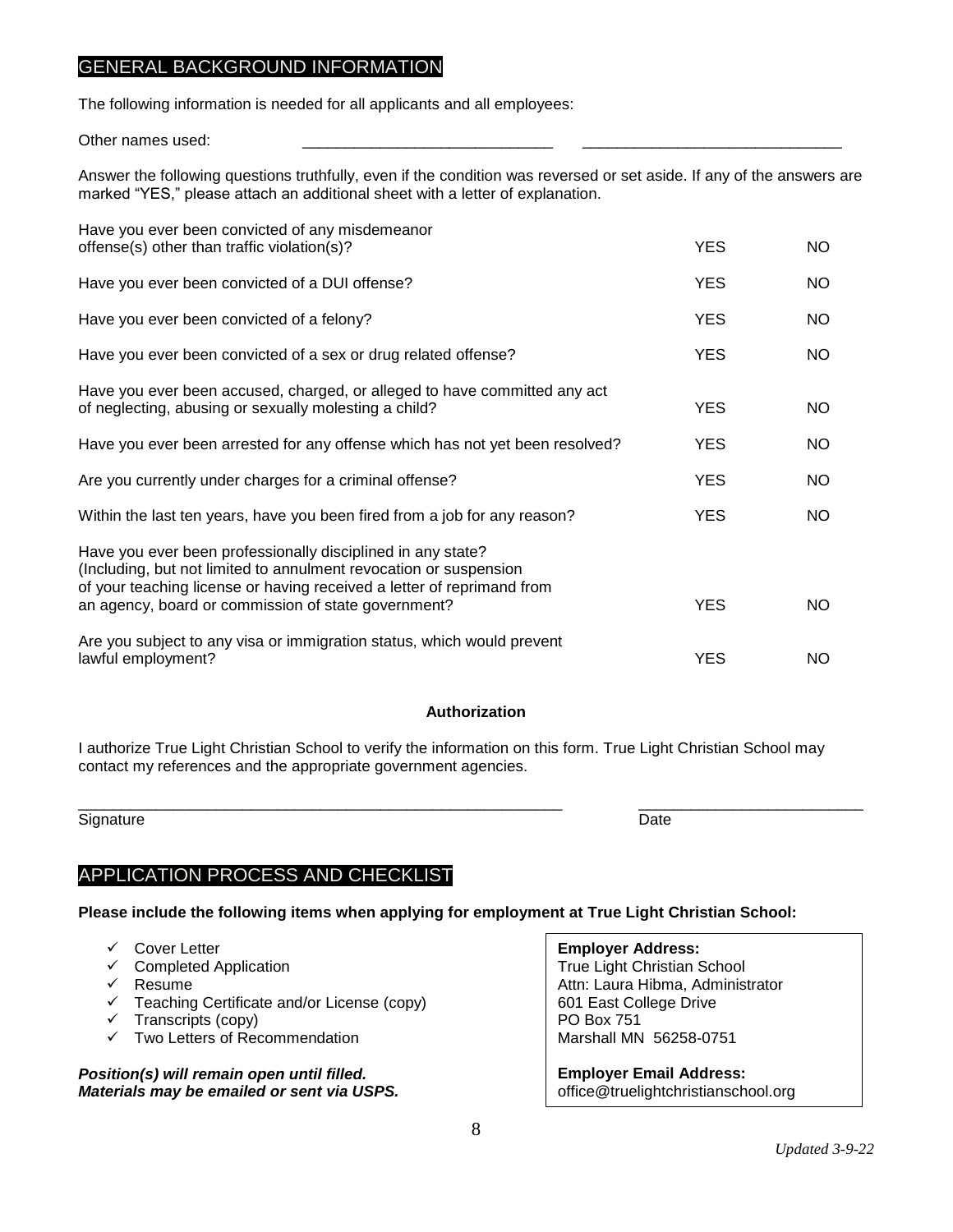## GENERAL BACKGROUND INFORMATION

The following information is needed for all applicants and all employees:

Other names used: ______________________________ ______________________________

Answer the following questions truthfully, even if the condition was reversed or set aside. If any of the answers are marked "YES," please attach an additional sheet with a letter of explanation.

| | | |
|---|---|---|
| Have you ever been convicted of any misdemeanor offense(s) other than traffic violation(s)? | YES | NO |
| Have you ever been convicted of a DUI offense? | YES | NO |
| Have you ever been convicted of a felony? | YES | NO |
| Have you ever been convicted of a sex or drug related offense? | YES | NO |
| Have you ever been accused, charged, or alleged to have committed any act of neglecting, abusing or sexually molesting a child? | YES | NO |
| Have you ever been arrested for any offense which has not yet been resolved? | YES | NO |
| Are you currently under charges for a criminal offense? | YES | NO |
| Within the last ten years, have you been fired from a job for any reason? | YES | NO |
| Have you ever been professionally disciplined in any state? (Including, but not limited to annulment revocation or suspension of your teaching license or having received a letter of reprimand from an agency, board or commission of state government? | YES | NO |
| Are you subject to any visa or immigration status, which would prevent lawful employment? | YES | NO |

**Authorization**

I authorize True Light Christian School to verify the information on this form. True Light Christian School may contact my references and the appropriate government agencies.

__________________________________________________________ __________________________

Signature Date

## APPLICATION PROCESS AND CHECKLIST

**Please include the following items when applying for employment at True Light Christian School:**

- ✓ Cover Letter
- ✓ Completed Application
- ✓ Resume
- ✓ Teaching Certificate and/or License (copy)
- ✓ Transcripts (copy)
- ✓ Two Letters of Recommendation

***Position(s) will remain open until filled.***
***Materials may be emailed or sent via USPS.***

**Employer Address:**
True Light Christian School
Attn: Laura Hibma, Administrator
601 East College Drive
PO Box 751
Marshall MN 56258-0751

**Employer Email Address:**
office@truelightchristianschool.org

*Updated 3-9-22*